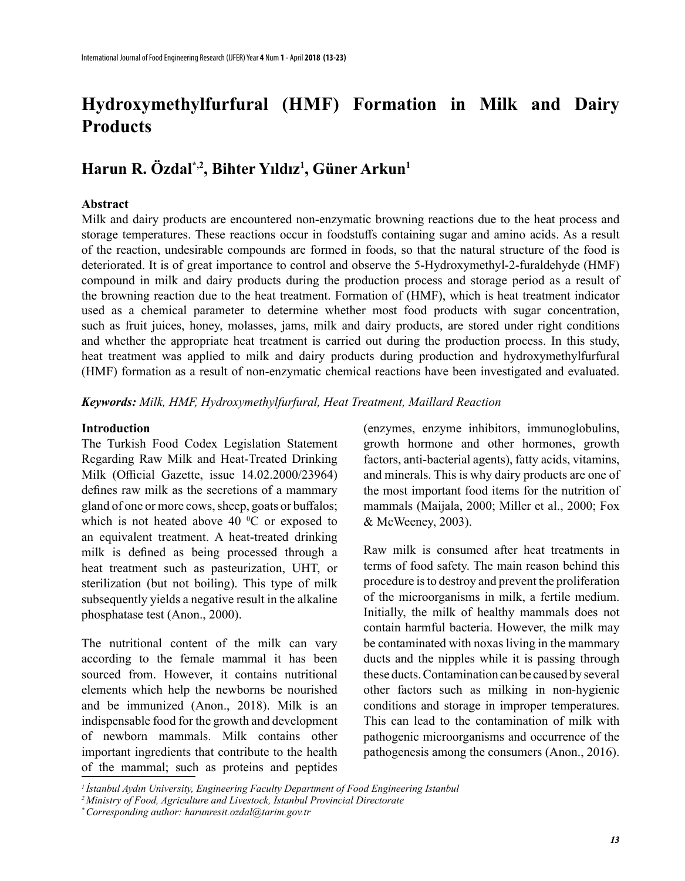# Hydroxymethylfurfural (HMF) Formation in Milk and Dairy Products

## Harun R. Özdal[*,2], Bihter Yıldız[1], Güner Arkun[1]

### Abstract

Milk and dairy products are encountered non-enzymatic browning reactions due to the heat process and storage temperatures. These reactions occur in foodstuffs containing sugar and amino acids. As a result of the reaction, undesirable compounds are formed in foods, so that the natural structure of the food is deteriorated. It is of great importance to control and observe the 5-Hydroxymethyl-2-furaldehyde (HMF) compound in milk and dairy products during the production process and storage period as a result of the browning reaction due to the heat treatment. Formation of (HMF), which is heat treatment indicator used as a chemical parameter to determine whether most food products with sugar concentration, such as fruit juices, honey, molasses, jams, milk and dairy products, are stored under right conditions and whether the appropriate heat treatment is carried out during the production process. In this study, heat treatment was applied to milk and dairy products during production and hydroxymethylfurfural (HMF) formation as a result of non-enzymatic chemical reactions have been investigated and evaluated.

***Keywords:*** *Milk, HMF, Hydroxymethylfurfural, Heat Treatment, Maillard Reaction*

### Introduction

The Turkish Food Codex Legislation Statement Regarding Raw Milk and Heat-Treated Drinking Milk (Official Gazette, issue 14.02.2000/23964) defines raw milk as the secretions of a mammary gland of one or more cows, sheep, goats or buffalos; which is not heated above 40 $^{0}$C or exposed to an equivalent treatment. A heat-treated drinking milk is defined as being processed through a heat treatment such as pasteurization, UHT, or sterilization (but not boiling). This type of milk subsequently yields a negative result in the alkaline phosphatase test (Anon., 2000).

The nutritional content of the milk can vary according to the female mammal it has been sourced from. However, it contains nutritional elements which help the newborns be nourished and be immunized (Anon., 2018). Milk is an indispensable food for the growth and development of newborn mammals. Milk contains other important ingredients that contribute to the health of the mammal; such as proteins and peptides (enzymes, enzyme inhibitors, immunoglobulins, growth hormone and other hormones, growth factors, anti-bacterial agents), fatty acids, vitamins, and minerals. This is why dairy products are one of the most important food items for the nutrition of mammals (Maijala, 2000; Miller et al., 2000; Fox & McWeeney, 2003).

Raw milk is consumed after heat treatments in terms of food safety. The main reason behind this procedure is to destroy and prevent the proliferation of the microorganisms in milk, a fertile medium. Initially, the milk of healthy mammals does not contain harmful bacteria. However, the milk may be contaminated with noxas living in the mammary ducts and the nipples while it is passing through these ducts. Contamination can be caused by several other factors such as milking in non-hygienic conditions and storage in improper temperatures. This can lead to the contamination of milk with pathogenic microorganisms and occurrence of the pathogenesis among the consumers (Anon., 2016).

---

*[1] İstanbul Aydın University, Engineering Faculty Department of Food Engineering Istanbul*
*[2] Ministry of Food, Agriculture and Livestock, Istanbul Provincial Directorate*
*[*] Corresponding author: harunresit.ozdal@tarim.gov.tr*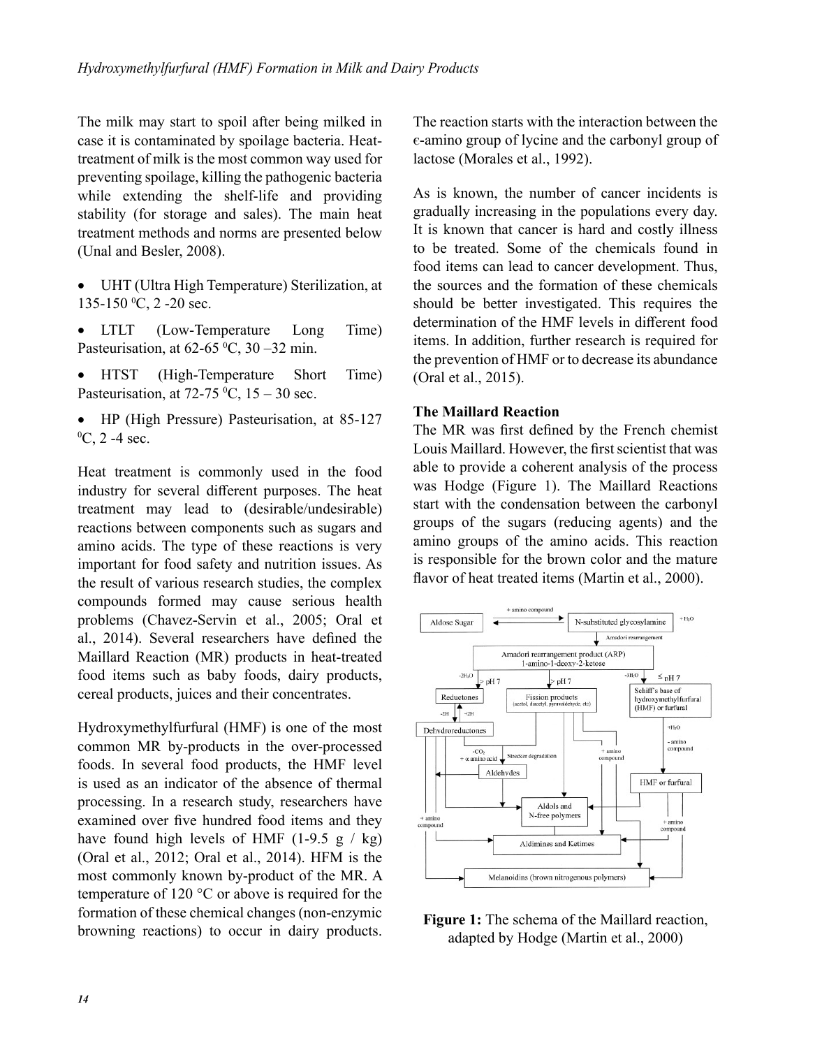The milk may start to spoil after being milked in case it is contaminated by spoilage bacteria. Heat-treatment of milk is the most common way used for preventing spoilage, killing the pathogenic bacteria while extending the shelf-life and providing stability (for storage and sales). The main heat treatment methods and norms are presented below (Unal and Besler, 2008).

- UHT (Ultra High Temperature) Sterilization, at 135-150 $^0$C, 2 -20 sec.
- LTLT (Low-Temperature Long Time) Pasteurisation, at 62-65 $^0$C, 30 –32 min.
- HTST (High-Temperature Short Time) Pasteurisation, at 72-75 $^0$C, 15 – 30 sec.
- HP (High Pressure) Pasteurisation, at 85-127 $^0$C, 2 -4 sec.

Heat treatment is commonly used in the food industry for several different purposes. The heat treatment may lead to (desirable/undesirable) reactions between components such as sugars and amino acids. The type of these reactions is very important for food safety and nutrition issues. As the result of various research studies, the complex compounds formed may cause serious health problems (Chavez-Servin et al., 2005; Oral et al., 2014). Several researchers have defined the Maillard Reaction (MR) products in heat-treated food items such as baby foods, dairy products, cereal products, juices and their concentrates.

Hydroxymethylfurfural (HMF) is one of the most common MR by-products in the over-processed foods. In several food products, the HMF level is used as an indicator of the absence of thermal processing. In a research study, researchers have examined over five hundred food items and they have found high levels of HMF (1-9.5 g / kg) (Oral et al., 2012; Oral et al., 2014). HFM is the most commonly known by-product of the MR. A temperature of 120 °C or above is required for the formation of these chemical changes (non-enzymic browning reactions) to occur in dairy products. The reaction starts with the interaction between the є-amino group of lycine and the carbonyl group of lactose (Morales et al., 1992).

As is known, the number of cancer incidents is gradually increasing in the populations every day. It is known that cancer is hard and costly illness to be treated. Some of the chemicals found in food items can lead to cancer development. Thus, the sources and the formation of these chemicals should be better investigated. This requires the determination of the HMF levels in different food items. In addition, further research is required for the prevention of HMF or to decrease its abundance (Oral et al., 2015).

## The Maillard Reaction

The MR was first defined by the French chemist Louis Maillard. However, the first scientist that was able to provide a coherent analysis of the process was Hodge (Figure 1). The Maillard Reactions start with the condensation between the carbonyl groups of the sugars (reducing agents) and the amino groups of the amino acids. This reaction is responsible for the brown color and the mature flavor of heat treated items (Martin et al., 2000).

**Figure 1:** The schema of the Maillard reaction, adapted by Hodge (Martin et al., 2000)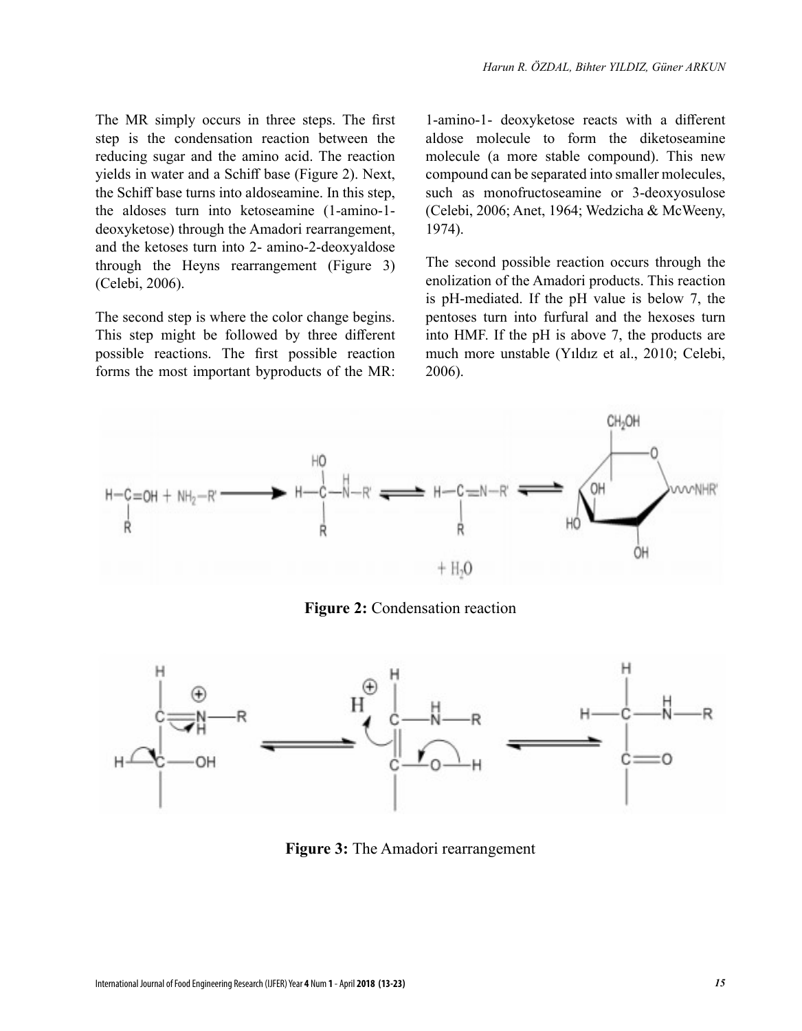The MR simply occurs in three steps. The first step is the condensation reaction between the reducing sugar and the amino acid. The reaction yields in water and a Schiff base (Figure 2). Next, the Schiff base turns into aldoseamine. In this step, the aldoses turn into ketoseamine (1-amino-1-deoxyketose) through the Amadori rearrangement, and the ketoses turn into 2- amino-2-deoxyaldose through the Heyns rearrangement (Figure 3) (Celebi, 2006).

The second step is where the color change begins. This step might be followed by three different possible reactions. The first possible reaction forms the most important byproducts of the MR: 1-amino-1- deoxyketose reacts with a different aldose molecule to form the diketoseamine molecule (a more stable compound). This new compound can be separated into smaller molecules, such as monofructoseamine or 3-deoxyosulose (Celebi, 2006; Anet, 1964; Wedzicha & McWeeny, 1974).

The second possible reaction occurs through the enolization of the Amadori products. This reaction is pH-mediated. If the pH value is below 7, the pentoses turn into furfural and the hexoses turn into HMF. If the pH is above 7, the products are much more unstable (Yıldız et al., 2010; Celebi, 2006).

**Figure 2:** Condensation reaction

**Figure 3:** The Amadori rearrangement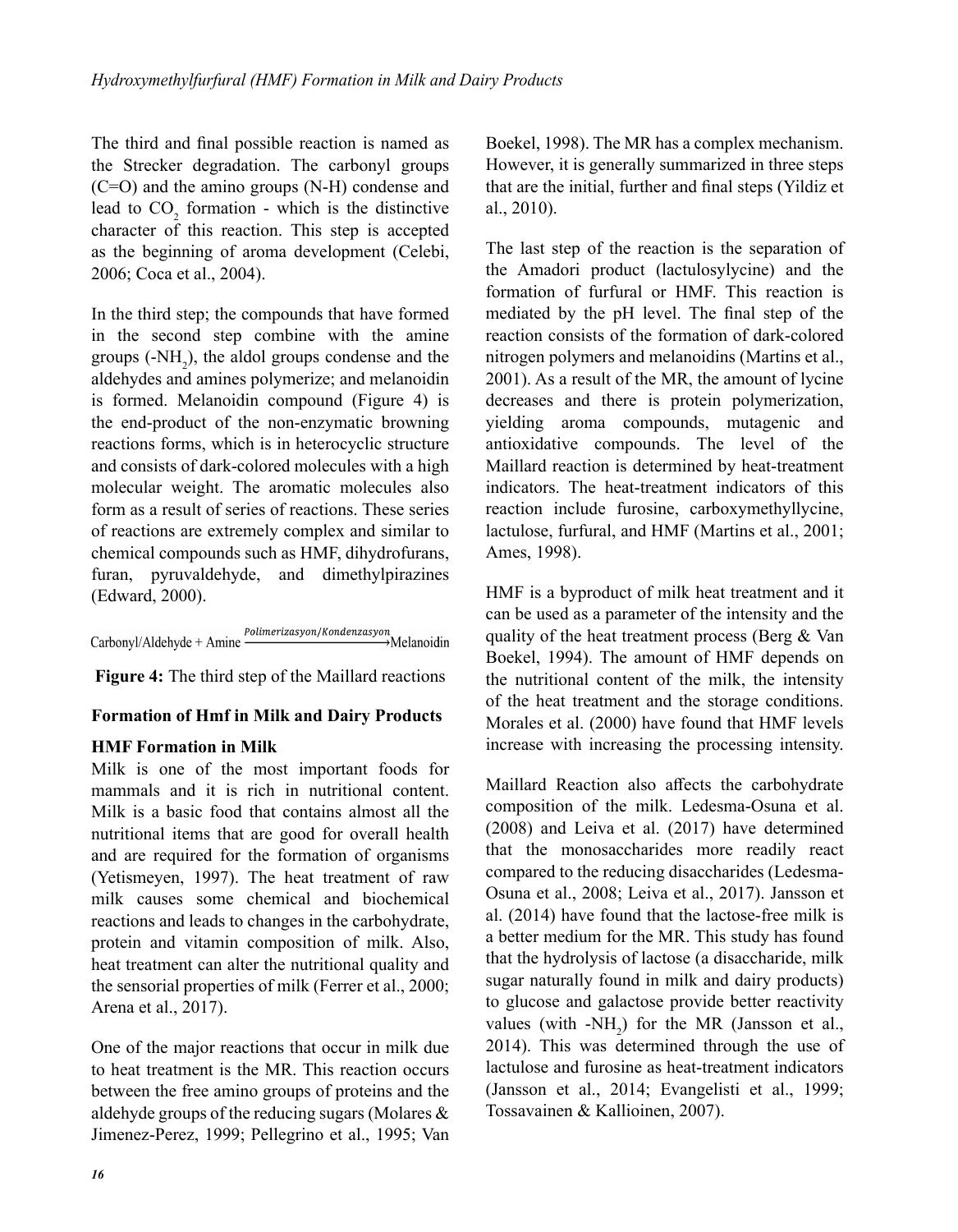The third and final possible reaction is named as the Strecker degradation. The carbonyl groups (C=O) and the amino groups (N-H) condense and lead to $CO_2$ formation - which is the distinctive character of this reaction. This step is accepted as the beginning of aroma development (Celebi, 2006; Coca et al., 2004).

In the third step; the compounds that have formed in the second step combine with the amine groups ($-NH_2$), the aldol groups condense and the aldehydes and amines polymerize; and melanoidin is formed. Melanoidin compound (Figure 4) is the end-product of the non-enzymatic browning reactions forms, which is in heterocyclic structure and consists of dark-colored molecules with a high molecular weight. The aromatic molecules also form as a result of series of reactions. These series of reactions are extremely complex and similar to chemical compounds such as HMF, dihydrofurans, furan, pyruvaldehyde, and dimethylpirazines (Edward, 2000).

$$\text{Carbonyl/Aldehyde + Amine} \xrightarrow{\textit{Polimerizasyon/Kondenzasyon}} \text{Melanoidin}$$

**Figure 4:** The third step of the Maillard reactions

## Formation of Hmf in Milk and Dairy Products

### HMF Formation in Milk

Milk is one of the most important foods for mammals and it is rich in nutritional content. Milk is a basic food that contains almost all the nutritional items that are good for overall health and are required for the formation of organisms (Yetismeyen, 1997). The heat treatment of raw milk causes some chemical and biochemical reactions and leads to changes in the carbohydrate, protein and vitamin composition of milk. Also, heat treatment can alter the nutritional quality and the sensorial properties of milk (Ferrer et al., 2000; Arena et al., 2017).

One of the major reactions that occur in milk due to heat treatment is the MR. This reaction occurs between the free amino groups of proteins and the aldehyde groups of the reducing sugars (Molares & Jimenez-Perez, 1999; Pellegrino et al., 1995; Van Boekel, 1998). The MR has a complex mechanism. However, it is generally summarized in three steps that are the initial, further and final steps (Yildiz et al., 2010).

The last step of the reaction is the separation of the Amadori product (lactulosylycine) and the formation of furfural or HMF. This reaction is mediated by the pH level. The final step of the reaction consists of the formation of dark-colored nitrogen polymers and melanoidins (Martins et al., 2001). As a result of the MR, the amount of lycine decreases and there is protein polymerization, yielding aroma compounds, mutagenic and antioxidative compounds. The level of the Maillard reaction is determined by heat-treatment indicators. The heat-treatment indicators of this reaction include furosine, carboxymethyllycine, lactulose, furfural, and HMF (Martins et al., 2001; Ames, 1998).

HMF is a byproduct of milk heat treatment and it can be used as a parameter of the intensity and the quality of the heat treatment process (Berg & Van Boekel, 1994). The amount of HMF depends on the nutritional content of the milk, the intensity of the heat treatment and the storage conditions. Morales et al. (2000) have found that HMF levels increase with increasing the processing intensity.

Maillard Reaction also affects the carbohydrate composition of the milk. Ledesma-Osuna et al. (2008) and Leiva et al. (2017) have determined that the monosaccharides more readily react compared to the reducing disaccharides (Ledesma-Osuna et al., 2008; Leiva et al., 2017). Jansson et al. (2014) have found that the lactose-free milk is a better medium for the MR. This study has found that the hydrolysis of lactose (a disaccharide, milk sugar naturally found in milk and dairy products) to glucose and galactose provide better reactivity values (with $-NH_2$) for the MR (Jansson et al., 2014). This was determined through the use of lactulose and furosine as heat-treatment indicators (Jansson et al., 2014; Evangelisti et al., 1999; Tossavainen & Kallioinen, 2007).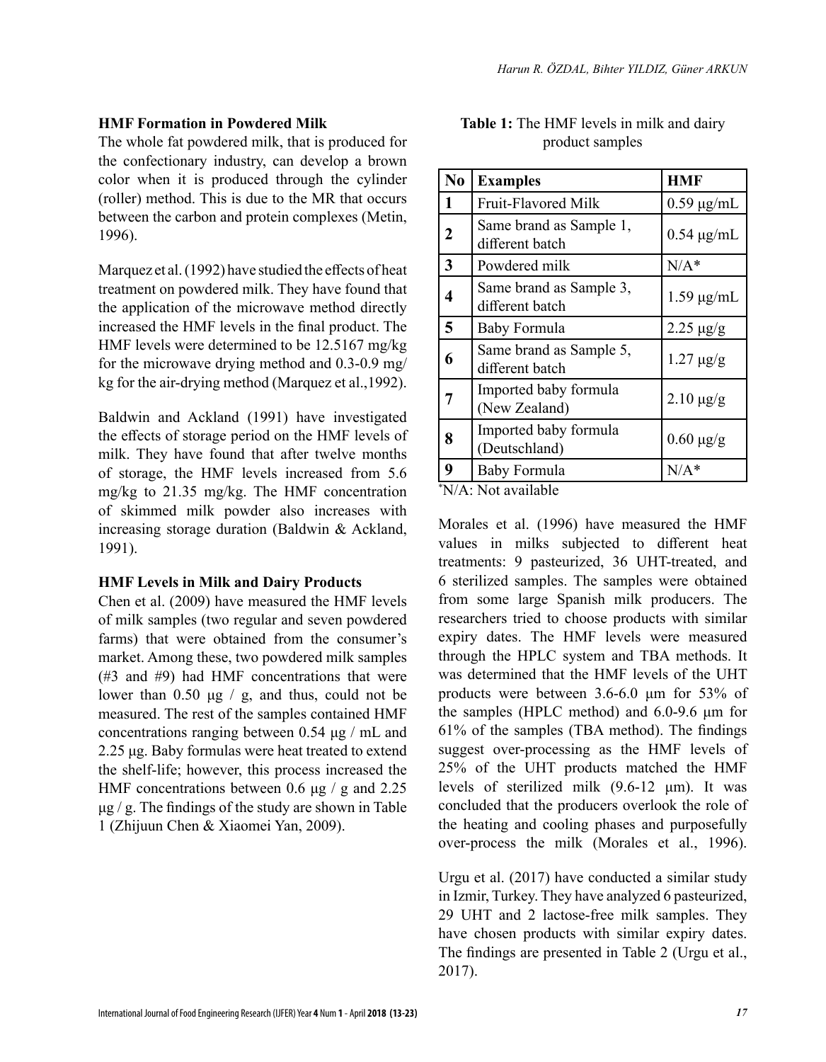### HMF Formation in Powdered Milk

The whole fat powdered milk, that is produced for the confectionary industry, can develop a brown color when it is produced through the cylinder (roller) method. This is due to the MR that occurs between the carbon and protein complexes (Metin, 1996).

Marquez et al. (1992) have studied the effects of heat treatment on powdered milk. They have found that the application of the microwave method directly increased the HMF levels in the final product. The HMF levels were determined to be 12.5167 mg/kg for the microwave drying method and 0.3-0.9 mg/kg for the air-drying method (Marquez et al.,1992).

Baldwin and Ackland (1991) have investigated the effects of storage period on the HMF levels of milk. They have found that after twelve months of storage, the HMF levels increased from 5.6 mg/kg to 21.35 mg/kg. The HMF concentration of skimmed milk powder also increases with increasing storage duration (Baldwin & Ackland, 1991).

### HMF Levels in Milk and Dairy Products

Chen et al. (2009) have measured the HMF levels of milk samples (two regular and seven powdered farms) that were obtained from the consumer's market. Among these, two powdered milk samples (#3 and #9) had HMF concentrations that were lower than 0.50 μg / g, and thus, could not be measured. The rest of the samples contained HMF concentrations ranging between 0.54 μg / mL and 2.25 μg. Baby formulas were heat treated to extend the shelf-life; however, this process increased the HMF concentrations between 0.6 μg / g and 2.25 μg / g. The findings of the study are shown in Table 1 (Zhijuun Chen & Xiaomei Yan, 2009).

**Table 1:** The HMF levels in milk and dairy product samples

| No | Examples | HMF |
|---|---|---|
| 1 | Fruit-Flavored Milk | 0.59 μg/mL |
| 2 | Same brand as Sample 1, different batch | 0.54 μg/mL |
| 3 | Powdered milk | N/A* |
| 4 | Same brand as Sample 3, different batch | 1.59 μg/mL |
| 5 | Baby Formula | 2.25 μg/g |
| 6 | Same brand as Sample 5, different batch | 1.27 μg/g |
| 7 | Imported baby formula (New Zealand) | 2.10 μg/g |
| 8 | Imported baby formula (Deutschland) | 0.60 μg/g |
| 9 | Baby Formula | N/A* |

*N/A: Not available

Morales et al. (1996) have measured the HMF values in milks subjected to different heat treatments: 9 pasteurized, 36 UHT-treated, and 6 sterilized samples. The samples were obtained from some large Spanish milk producers. The researchers tried to choose products with similar expiry dates. The HMF levels were measured through the HPLC system and TBA methods. It was determined that the HMF levels of the UHT products were between 3.6-6.0 μm for 53% of the samples (HPLC method) and 6.0-9.6 μm for 61% of the samples (TBA method). The findings suggest over-processing as the HMF levels of 25% of the UHT products matched the HMF levels of sterilized milk (9.6-12 μm). It was concluded that the producers overlook the role of the heating and cooling phases and purposefully over-process the milk (Morales et al., 1996).

Urgu et al. (2017) have conducted a similar study in Izmir, Turkey. They have analyzed 6 pasteurized, 29 UHT and 2 lactose-free milk samples. They have chosen products with similar expiry dates. The findings are presented in Table 2 (Urgu et al., 2017).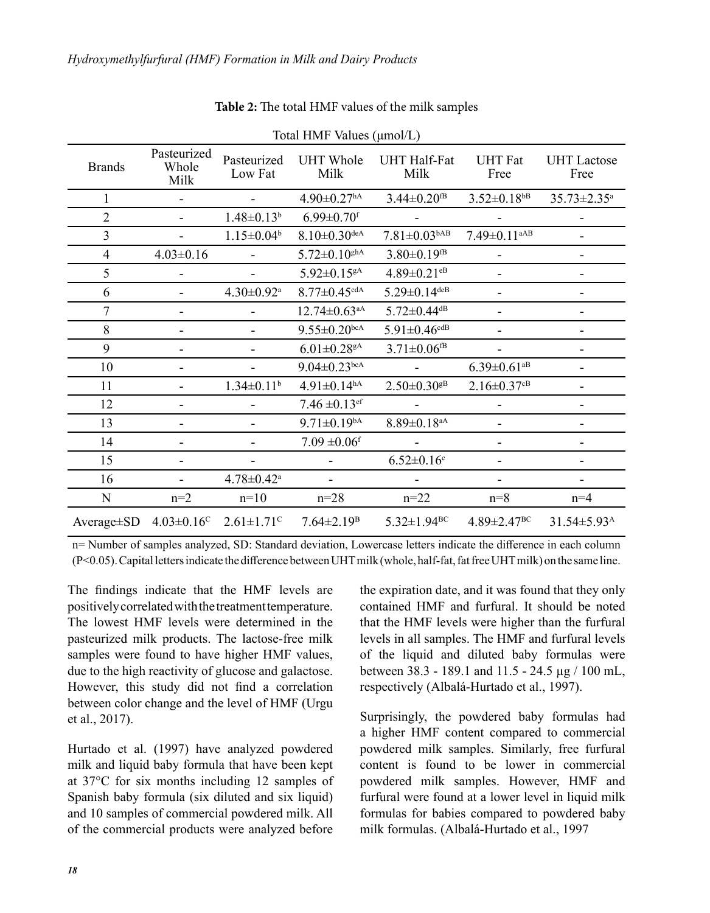**Table 2:** The total HMF values of the milk samples

| | Total HMF Values (μmol/L) | | | | | |
|---|---|---|---|---|---|---|
| Brands | Pasteurized Whole Milk | Pasteurized Low Fat | UHT Whole Milk | UHT Half-Fat Milk | UHT Fat Free | UHT Lactose Free |
| 1 | - | - | 4.90±0.27[hA] | 3.44±0.20[fB] | 3.52±0.18[bB] | 35.73±2.35[a] |
| 2 | - | 1.48±0.13[b] | 6.99±0.70[f] | - | - | - |
| 3 | - | 1.15±0.04[b] | 8.10±0.30[deA] | 7.81±0.03[bAB] | 7.49±0.11[aAB] | - |
| 4 | 4.03±0.16 | - | 5.72±0.10[ghA] | 3.80±0.19[fB] | - | - |
| 5 | - | - | 5.92±0.15[gA] | 4.89±0.21[eB] | - | - |
| 6 | - | 4.30±0.92[a] | 8.77±0.45[cdA] | 5.29±0.14[deB] | - | - |
| 7 | - | - | 12.74±0.63[aA] | 5.72±0.44[dB] | - | - |
| 8 | - | - | 9.55±0.20[bcA] | 5.91±0.46[cdB] | - | - |
| 9 | - | - | 6.01±0.28[gA] | 3.71±0.06[fB] | - | - |
| 10 | - | - | 9.04±0.23[bcA] | - | 6.39±0.61[aB] | - |
| 11 | - | 1.34±0.11[b] | 4.91±0.14[hA] | 2.50±0.30[gB] | 2.16±0.37[cB] | - |
| 12 | - | - | 7.46 ±0.13[ef] | - | - | - |
| 13 | - | - | 9.71±0.19[bA] | 8.89±0.18[aA] | - | - |
| 14 | - | - | 7.09 ±0.06[f] | - | - | - |
| 15 | - | - | - | 6.52±0.16[c] | - | - |
| 16 | - | 4.78±0.42[a] | - | - | - | - |
| N | n=2 | n=10 | n=28 | n=22 | n=8 | n=4 |
| Average±SD | 4.03±0.16[C] | 2.61±1.71[C] | 7.64±2.19[B] | 5.32±1.94[BC] | 4.89±2.47[BC] | 31.54±5.93[A] |

n= Number of samples analyzed, SD: Standard deviation, Lowercase letters indicate the difference in each column ($P<0.05$). Capital letters indicate the difference between UHT milk (whole, half-fat, fat free UHT milk) on the same line.

The findings indicate that the HMF levels are positively correlated with the treatment temperature. The lowest HMF levels were determined in the pasteurized milk products. The lactose-free milk samples were found to have higher HMF values, due to the high reactivity of glucose and galactose. However, this study did not find a correlation between color change and the level of HMF (Urgu et al., 2017).

Hurtado et al. (1997) have analyzed powdered milk and liquid baby formula that have been kept at 37°C for six months including 12 samples of Spanish baby formula (six diluted and six liquid) and 10 samples of commercial powdered milk. All of the commercial products were analyzed before the expiration date, and it was found that they only contained HMF and furfural. It should be noted that the HMF levels were higher than the furfural levels in all samples. The HMF and furfural levels of the liquid and diluted baby formulas were between 38.3 - 189.1 and 11.5 - 24.5 µg / 100 mL, respectively (Albalá-Hurtado et al., 1997).

Surprisingly, the powdered baby formulas had a higher HMF content compared to commercial powdered milk samples. Similarly, free furfural content is found to be lower in commercial powdered milk samples. However, HMF and furfural were found at a lower level in liquid milk formulas for babies compared to powdered baby milk formulas. (Albalá-Hurtado et al., 1997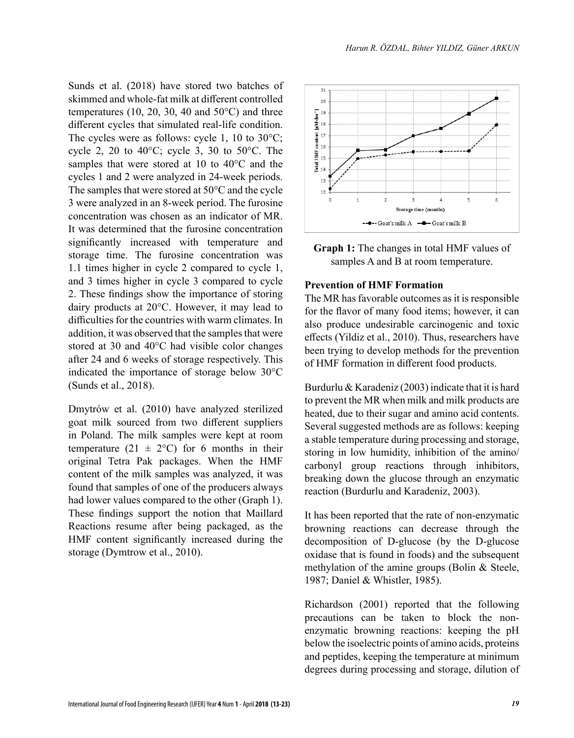Sunds et al. (2018) have stored two batches of skimmed and whole-fat milk at different controlled temperatures (10, 20, 30, 40 and 50°C) and three different cycles that simulated real-life condition. The cycles were as follows: cycle 1, 10 to 30°C; cycle 2, 20 to 40°C; cycle 3, 30 to 50°C. The samples that were stored at 10 to 40°C and the cycles 1 and 2 were analyzed in 24-week periods. The samples that were stored at 50°C and the cycle 3 were analyzed in an 8-week period. The furosine concentration was chosen as an indicator of MR. It was determined that the furosine concentration significantly increased with temperature and storage time. The furosine concentration was 1.1 times higher in cycle 2 compared to cycle 1, and 3 times higher in cycle 3 compared to cycle 2. These findings show the importance of storing dairy products at 20°C. However, it may lead to difficulties for the countries with warm climates. In addition, it was observed that the samples that were stored at 30 and 40°C had visible color changes after 24 and 6 weeks of storage respectively. This indicated the importance of storage below 30°C (Sunds et al., 2018).

Dmytrów et al. (2010) have analyzed sterilized goat milk sourced from two different suppliers in Poland. The milk samples were kept at room temperature (21 ± 2°C) for 6 months in their original Tetra Pak packages. When the HMF content of the milk samples was analyzed, it was found that samples of one of the producers always had lower values compared to the other (Graph 1). These findings support the notion that Maillard Reactions resume after being packaged, as the HMF content significantly increased during the storage (Dymtrow et al., 2010).

**Graph 1:** The changes in total HMF values of samples A and B at room temperature.

### Prevention of HMF Formation

The MR has favorable outcomes as it is responsible for the flavor of many food items; however, it can also produce undesirable carcinogenic and toxic effects (Yildiz et al., 2010). Thus, researchers have been trying to develop methods for the prevention of HMF formation in different food products.

Burdurlu & Karadeniz (2003) indicate that it is hard to prevent the MR when milk and milk products are heated, due to their sugar and amino acid contents. Several suggested methods are as follows: keeping a stable temperature during processing and storage, storing in low humidity, inhibition of the amino/carbonyl group reactions through inhibitors, breaking down the glucose through an enzymatic reaction (Burdurlu and Karadeniz, 2003).

It has been reported that the rate of non-enzymatic browning reactions can decrease through the decomposition of D-glucose (by the D-glucose oxidase that is found in foods) and the subsequent methylation of the amine groups (Bolin & Steele, 1987; Daniel & Whistler, 1985).

Richardson (2001) reported that the following precautions can be taken to block the non-enzymatic browning reactions: keeping the pH below the isoelectric points of amino acids, proteins and peptides, keeping the temperature at minimum degrees during processing and storage, dilution of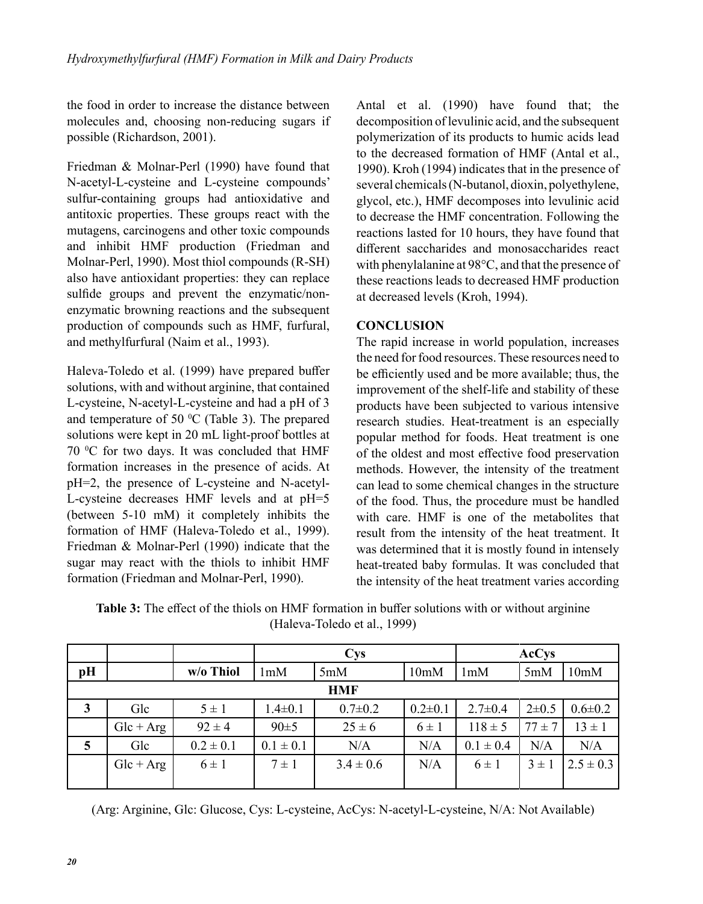the food in order to increase the distance between molecules and, choosing non-reducing sugars if possible (Richardson, 2001).

Friedman & Molnar-Perl (1990) have found that N-acetyl-L-cysteine and L-cysteine compounds' sulfur-containing groups had antioxidative and antitoxic properties. These groups react with the mutagens, carcinogens and other toxic compounds and inhibit HMF production (Friedman and Molnar-Perl, 1990). Most thiol compounds (R-SH) also have antioxidant properties: they can replace sulfide groups and prevent the enzymatic/non-enzymatic browning reactions and the subsequent production of compounds such as HMF, furfural, and methylfurfural (Naim et al., 1993).

Haleva-Toledo et al. (1999) have prepared buffer solutions, with and without arginine, that contained L-cysteine, N-acetyl-L-cysteine and had a pH of 3 and temperature of 50 $^{0}$C (Table 3). The prepared solutions were kept in 20 mL light-proof bottles at 70 $^{0}$C for two days. It was concluded that HMF formation increases in the presence of acids. At pH=2, the presence of L-cysteine and N-acetyl-L-cysteine decreases HMF levels and at pH=5 (between 5-10 mM) it completely inhibits the formation of HMF (Haleva-Toledo et al., 1999). Friedman & Molnar-Perl (1990) indicate that the sugar may react with the thiols to inhibit HMF formation (Friedman and Molnar-Perl, 1990).

Antal et al. (1990) have found that; the decomposition of levulinic acid, and the subsequent polymerization of its products to humic acids lead to the decreased formation of HMF (Antal et al., 1990). Kroh (1994) indicates that in the presence of several chemicals (N-butanol, dioxin, polyethylene, glycol, etc.), HMF decomposes into levulinic acid to decrease the HMF concentration. Following the reactions lasted for 10 hours, they have found that different saccharides and monosaccharides react with phenylalanine at 98°C, and that the presence of these reactions leads to decreased HMF production at decreased levels (Kroh, 1994).

## CONCLUSION

The rapid increase in world population, increases the need for food resources. These resources need to be efficiently used and be more available; thus, the improvement of the shelf-life and stability of these products have been subjected to various intensive research studies. Heat-treatment is an especially popular method for foods. Heat treatment is one of the oldest and most effective food preservation methods. However, the intensity of the treatment can lead to some chemical changes in the structure of the food. Thus, the procedure must be handled with care. HMF is one of the metabolites that result from the intensity of the heat treatment. It was determined that it is mostly found in intensely heat-treated baby formulas. It was concluded that the intensity of the heat treatment varies according

**Table 3:** The effect of the thiols on HMF formation in buffer solutions with or without arginine (Haleva-Toledo et al., 1999)

| | | | Cys | | | AcCys | | |
|---|---|---|---|---|---|---|---|---|
| **pH** | | **w/o Thiol** | 1mM | 5mM | 10mM | 1mM | 5mM | 10mM |
| | | | | **HMF** | | | | |
| **3** | Glc | 5 ± 1 | 1.4±0.1 | 0.7±0.2 | 0.2±0.1 | 2.7±0.4 | 2±0.5 | 0.6±0.2 |
| | Glc + Arg | 92 ± 4 | 90±5 | 25 ± 6 | 6 ± 1 | 118 ± 5 | 77 ± 7 | 13 ± 1 |
| **5** | Glc | 0.2 ± 0.1 | 0.1 ± 0.1 | N/A | N/A | 0.1 ± 0.4 | N/A | N/A |
| | Glc + Arg | 6 ± 1 | 7 ± 1 | 3.4 ± 0.6 | N/A | 6 ± 1 | 3 ± 1 | 2.5 ± 0.3 |

(Arg: Arginine, Glc: Glucose, Cys: L-cysteine, AcCys: N-acetyl-L-cysteine, N/A: Not Available)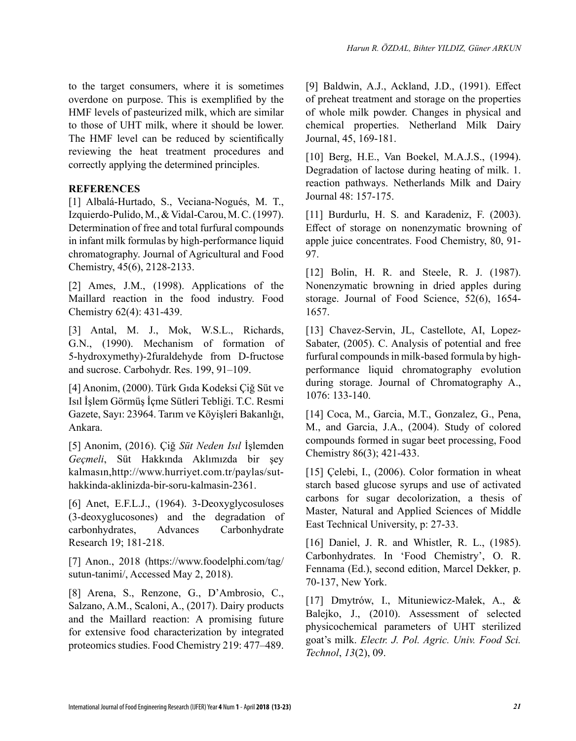to the target consumers, where it is sometimes overdone on purpose. This is exemplified by the HMF levels of pasteurized milk, which are similar to those of UHT milk, where it should be lower. The HMF level can be reduced by scientifically reviewing the heat treatment procedures and correctly applying the determined principles.

**REFERENCES**

[1] Albalá-Hurtado, S., Veciana-Nogués, M. T., Izquierdo-Pulido, M., & Vidal-Carou, M. C. (1997). Determination of free and total furfural compounds in infant milk formulas by high-performance liquid chromatography. Journal of Agricultural and Food Chemistry, 45(6), 2128-2133.

[2] Ames, J.M., (1998). Applications of the Maillard reaction in the food industry. Food Chemistry 62(4): 431-439.

[3] Antal, M. J., Mok, W.S.L., Richards, G.N., (1990). Mechanism of formation of 5-hydroxymethy)-2furaldehyde from D-fructose and sucrose. Carbohydr. Res. 199, 91–109.

[4] Anonim, (2000). Türk Gıda Kodeksi Çiğ Süt ve Isıl İşlem Görmüş İçme Sütleri Tebliği. T.C. Resmi Gazete, Sayı: 23964. Tarım ve Köyişleri Bakanlığı, Ankara.

[5] Anonim, (2016). Çiğ *Süt Neden Isıl* İşlemden *Geçmeli*, Süt Hakkında Aklımızda bir şey kalmasın,http://www.hurriyet.com.tr/paylas/sut-hakkinda-aklinizda-bir-soru-kalmasin-2361.

[6] Anet, E.F.L.J., (1964). 3-Deoxyglycosuloses (3-deoxyglucosones) and the degradation of carbonhydrates, Advances Carbonhydrate Research 19; 181-218.

[7] Anon., 2018 (https://www.foodelphi.com/tag/sutun-tanimi/, Accessed May 2, 2018).

[8] Arena, S., Renzone, G., D'Ambrosio, C., Salzano, A.M., Scaloni, A., (2017). Dairy products and the Maillard reaction: A promising future for extensive food characterization by integrated proteomics studies. Food Chemistry 219: 477–489.

[9] Baldwin, A.J., Ackland, J.D., (1991). Effect of preheat treatment and storage on the properties of whole milk powder. Changes in physical and chemical properties. Netherland Milk Dairy Journal, 45, 169-181.

[10] Berg, H.E., Van Boekel, M.A.J.S., (1994). Degradation of lactose during heating of milk. 1. reaction pathways. Netherlands Milk and Dairy Journal 48: 157-175.

[11] Burdurlu, H. S. and Karadeniz, F. (2003). Effect of storage on nonenzymatic browning of apple juice concentrates. Food Chemistry, 80, 91-97.

[12] Bolin, H. R. and Steele, R. J. (1987). Nonenzymatic browning in dried apples during storage. Journal of Food Science, 52(6), 1654-1657.

[13] Chavez-Servin, JL, Castellote, AI, Lopez-Sabater, (2005). C. Analysis of potential and free furfural compounds in milk-based formula by high-performance liquid chromatography evolution during storage. Journal of Chromatography A., 1076: 133-140.

[14] Coca, M., Garcia, M.T., Gonzalez, G., Pena, M., and Garcia, J.A., (2004). Study of colored compounds formed in sugar beet processing, Food Chemistry 86(3); 421-433.

[15] Çelebi, I., (2006). Color formation in wheat starch based glucose syrups and use of activated carbons for sugar decolorization, a thesis of Master, Natural and Applied Sciences of Middle East Technical University, p: 27-33.

[16] Daniel, J. R. and Whistler, R. L., (1985). Carbonhydrates. In 'Food Chemistry', O. R. Fennama (Ed.), second edition, Marcel Dekker, p. 70-137, New York.

[17] Dmytrów, I., Mituniewicz-Małek, A., & Balejko, J., (2010). Assessment of selected physicochemical parameters of UHT sterilized goat's milk. *Electr. J. Pol. Agric. Univ. Food Sci. Technol*, *13*(2), 09.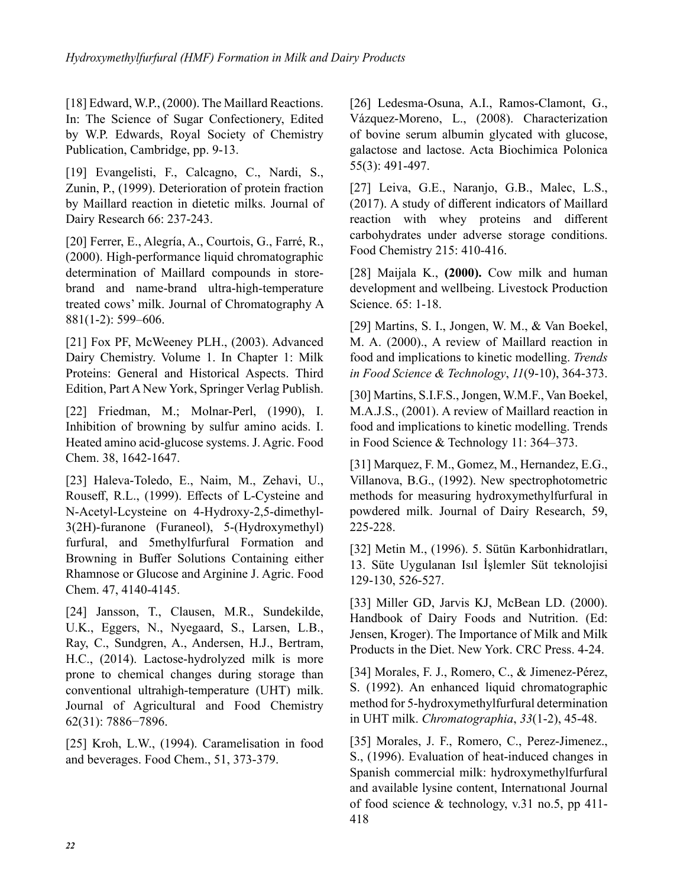[18] Edward, W.P., (2000). The Maillard Reactions. In: The Science of Sugar Confectionery, Edited by W.P. Edwards, Royal Society of Chemistry Publication, Cambridge, pp. 9-13.

[19] Evangelisti, F., Calcagno, C., Nardi, S., Zunin, P., (1999). Deterioration of protein fraction by Maillard reaction in dietetic milks. Journal of Dairy Research 66: 237-243.

[20] Ferrer, E., Alegría, A., Courtois, G., Farré, R., (2000). High-performance liquid chromatographic determination of Maillard compounds in store-brand and name-brand ultra-high-temperature treated cows' milk. Journal of Chromatography A 881(1-2): 599–606.

[21] Fox PF, McWeeney PLH., (2003). Advanced Dairy Chemistry. Volume 1. In Chapter 1: Milk Proteins: General and Historical Aspects. Third Edition, Part A New York, Springer Verlag Publish.

[22] Friedman, M.; Molnar-Perl, (1990), I. Inhibition of browning by sulfur amino acids. I. Heated amino acid-glucose systems. J. Agric. Food Chem. 38, 1642-1647.

[23] Haleva-Toledo, E., Naim, M., Zehavi, U., Rouseff, R.L., (1999). Effects of L-Cysteine and N-Acetyl-Lcysteine on 4-Hydroxy-2,5-dimethyl-3(2H)-furanone (Furaneol), 5-(Hydroxymethyl) furfural, and 5methylfurfural Formation and Browning in Buffer Solutions Containing either Rhamnose or Glucose and Arginine J. Agric. Food Chem. 47, 4140-4145.

[24] Jansson, T., Clausen, M.R., Sundekilde, U.K., Eggers, N., Nyegaard, S., Larsen, L.B., Ray, C., Sundgren, A., Andersen, H.J., Bertram, H.C., (2014). Lactose-hydrolyzed milk is more prone to chemical changes during storage than conventional ultrahigh-temperature (UHT) milk. Journal of Agricultural and Food Chemistry 62(31): 7886−7896.

[25] Kroh, L.W., (1994). Caramelisation in food and beverages. Food Chem., 51, 373-379.

[26] Ledesma-Osuna, A.I., Ramos-Clamont, G., Vázquez-Moreno, L., (2008). Characterization of bovine serum albumin glycated with glucose, galactose and lactose. Acta Biochimica Polonica 55(3): 491-497.

[27] Leiva, G.E., Naranjo, G.B., Malec, L.S., (2017). A study of different indicators of Maillard reaction with whey proteins and different carbohydrates under adverse storage conditions. Food Chemistry 215: 410-416.

[28] Maijala K., **(2000).** Cow milk and human development and wellbeing. Livestock Production Science. 65: 1-18.

[29] Martins, S. I., Jongen, W. M., & Van Boekel, M. A. (2000)., A review of Maillard reaction in food and implications to kinetic modelling. *Trends in Food Science & Technology*, *11*(9-10), 364-373.

[30] Martins, S.I.F.S., Jongen, W.M.F., Van Boekel, M.A.J.S., (2001). A review of Maillard reaction in food and implications to kinetic modelling. Trends in Food Science & Technology 11: 364–373.

[31] Marquez, F. M., Gomez, M., Hernandez, E.G., Villanova, B.G., (1992). New spectrophotometric methods for measuring hydroxymethylfurfural in powdered milk. Journal of Dairy Research, 59, 225-228.

[32] Metin M., (1996). 5. Sütün Karbonhidratları, 13. Süte Uygulanan Isıl İşlemler Süt teknolojisi 129-130, 526-527.

[33] Miller GD, Jarvis KJ, McBean LD. (2000). Handbook of Dairy Foods and Nutrition. (Ed: Jensen, Kroger). The Importance of Milk and Milk Products in the Diet. New York. CRC Press. 4-24.

[34] Morales, F. J., Romero, C., & Jimenez-Pérez, S. (1992). An enhanced liquid chromatographic method for 5-hydroxymethylfurfural determination in UHT milk. *Chromatographia*, *33*(1-2), 45-48.

[35] Morales, J. F., Romero, C., Perez-Jimenez., S., (1996). Evaluation of heat-induced changes in Spanish commercial milk: hydroxymethylfurfural and available lysine content, Internatıonal Journal of food science & technology, v.31 no.5, pp 411-418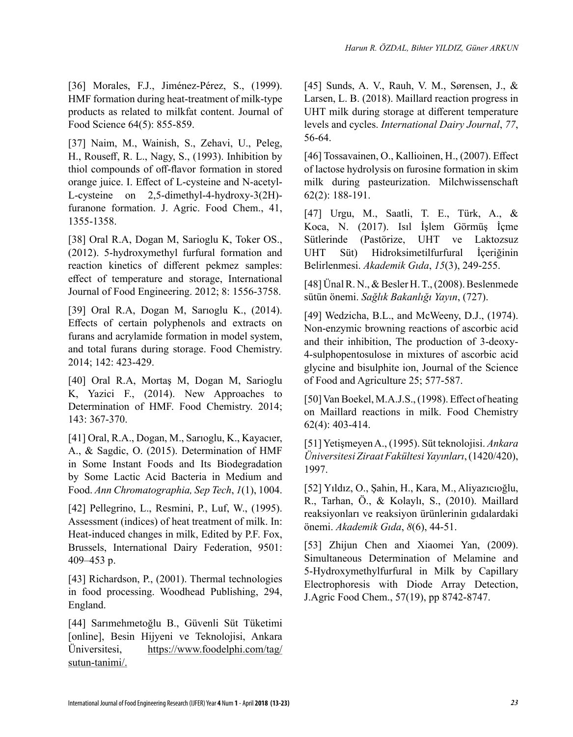[36] Morales, F.J., Jiménez-Pérez, S., (1999). HMF formation during heat-treatment of milk-type products as related to milkfat content. Journal of Food Science 64(5): 855-859.

[37] Naim, M., Wainish, S., Zehavi, U., Peleg, H., Rouseff, R. L., Nagy, S., (1993). Inhibition by thiol compounds of off-flavor formation in stored orange juice. I. Effect of L-cysteine and N-acetyl-L-cysteine on 2,5-dimethyl-4-hydroxy-3(2H)-furanone formation. J. Agric. Food Chem., 41, 1355-1358.

[38] Oral R.A, Dogan M, Sarioglu K, Toker OS., (2012). 5-hydroxymethyl furfural formation and reaction kinetics of different pekmez samples: effect of temperature and storage, International Journal of Food Engineering. 2012; 8: 1556-3758.

[39] Oral R.A, Dogan M, Sarıoglu K., (2014). Effects of certain polyphenols and extracts on furans and acrylamide formation in model system, and total furans during storage. Food Chemistry. 2014; 142: 423-429.

[40] Oral R.A, Mortaş M, Dogan M, Sarioglu K, Yazici F., (2014). New Approaches to Determination of HMF. Food Chemistry. 2014; 143: 367-370.

[41] Oral, R.A., Dogan, M., Sarıoglu, K., Kayacıer, A., & Sagdic, O. (2015). Determination of HMF in Some Instant Foods and Its Biodegradation by Some Lactic Acid Bacteria in Medium and Food. *Ann Chromatographia, Sep Tech*, *1*(1), 1004.

[42] Pellegrino, L., Resmini, P., Luf, W., (1995). Assessment (indices) of heat treatment of milk. In: Heat-induced changes in milk, Edited by P.F. Fox, Brussels, International Dairy Federation, 9501: 409–453 p.

[43] Richardson, P., (2001). Thermal technologies in food processing. Woodhead Publishing, 294, England.

[44] Sarımehmetoğlu B., Güvenli Süt Tüketimi [online], Besin Hijyeni ve Teknolojisi, Ankara Üniversitesi, https://www.foodelphi.com/tag/sutun-tanimi/.

[45] Sunds, A. V., Rauh, V. M., Sørensen, J., & Larsen, L. B. (2018). Maillard reaction progress in UHT milk during storage at different temperature levels and cycles. *International Dairy Journal*, *77*, 56-64.

[46] Tossavainen, O., Kallioinen, H., (2007). Effect of lactose hydrolysis on furosine formation in skim milk during pasteurization. Milchwissenschaft 62(2): 188-191.

[47] Urgu, M., Saatli, T. E., Türk, A., & Koca, N. (2017). Isıl İşlem Görmüş İçme Sütlerinde (Pastörize, UHT ve Laktozsuz UHT Süt) Hidroksimetilfurfural İçeriğinin Belirlenmesi. *Akademik Gıda*, *15*(3), 249-255.

[48] Ünal R. N., & Besler H. T., (2008). Beslenmede sütün önemi. *Sağlık Bakanlığı Yayın*, (727).

[49] Wedzicha, B.L., and McWeeny, D.J., (1974). Non-enzymic browning reactions of ascorbic acid and their inhibition, The production of 3-deoxy-4-sulphopentosulose in mixtures of ascorbic acid glycine and bisulphite ion, Journal of the Science of Food and Agriculture 25; 577-587.

[50] Van Boekel, M.A.J.S., (1998). Effect of heating on Maillard reactions in milk. Food Chemistry 62(4): 403-414.

[51] Yetişmeyen A., (1995). Süt teknolojisi. *Ankara Üniversitesi Ziraat Fakültesi Yayınları*, (1420/420), 1997.

[52] Yıldız, O., Şahin, H., Kara, M., Aliyazıcıoğlu, R., Tarhan, Ö., & Kolaylı, S., (2010). Maillard reaksiyonları ve reaksiyon ürünlerinin gıdalardaki önemi. *Akademik Gıda*, *8*(6), 44-51.

[53] Zhijun Chen and Xiaomei Yan, (2009). Simultaneous Determination of Melamine and 5-Hydroxymethylfurfural in Milk by Capillary Electrophoresis with Diode Array Detection, J.Agric Food Chem., 57(19), pp 8742-8747.